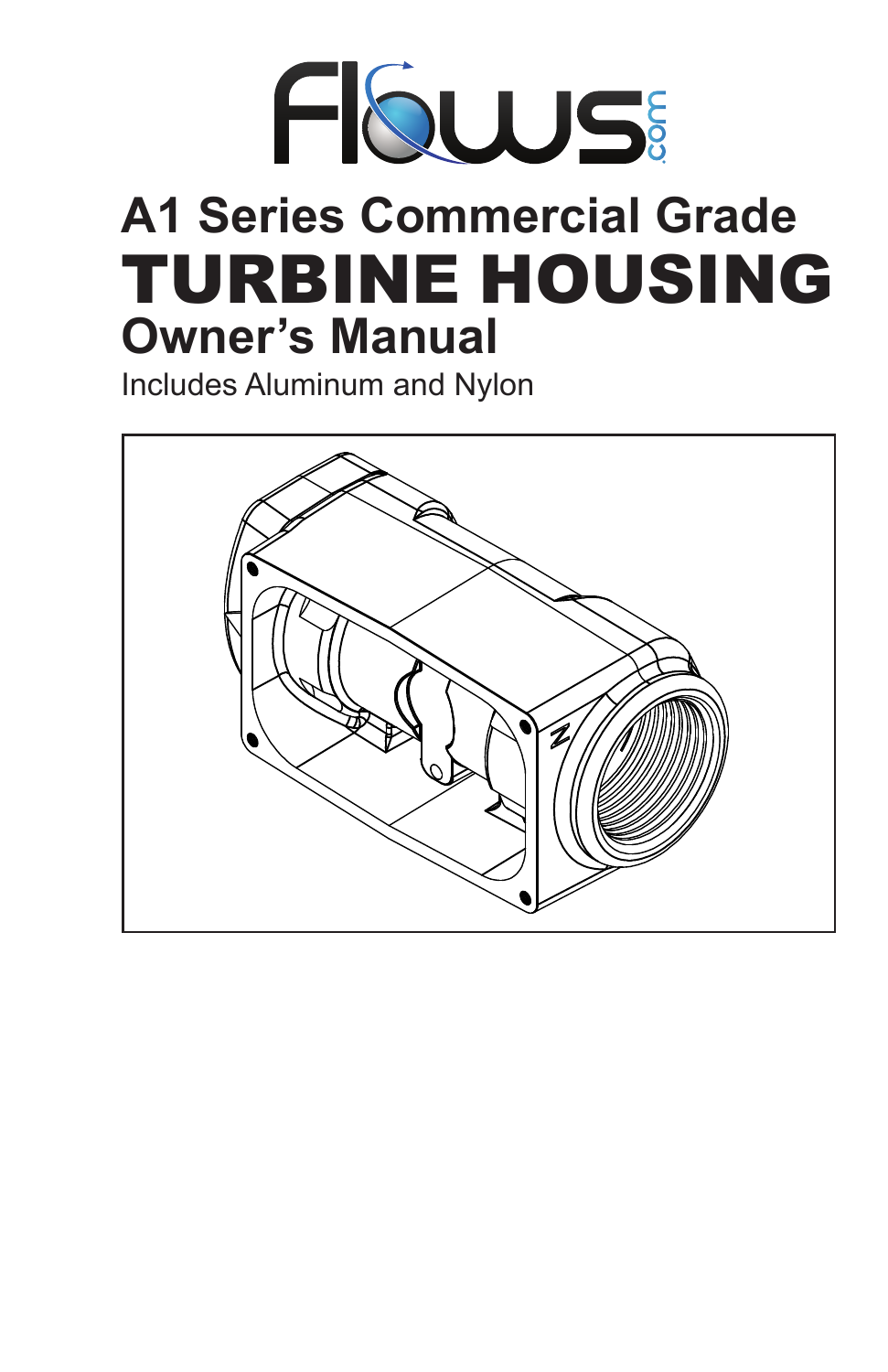# A1 Series Commercial Grade

# TURBINE HOUSING

## Owner's Manual

Includes Aluminum and Nylon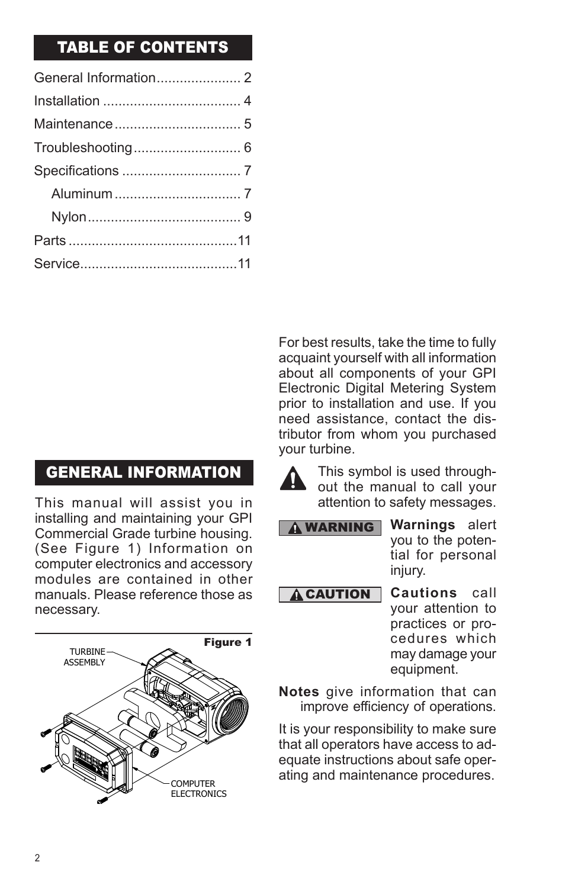## TABLE OF CONTENTS

| | |
|---|---|
| General Information | 2 |
| Installation | 4 |
| Maintenance | 5 |
| Troubleshooting | 6 |
| Specifications | 7 |
| Aluminum | 7 |
| Nylon | 9 |
| Parts | 11 |
| Service | 11 |

## GENERAL INFORMATION

This manual will assist you in installing and maintaining your GPI Commercial Grade turbine housing. (See Figure 1) Information on computer electronics and accessory modules are contained in other manuals. Please reference those as necessary.

**Figure 1**

TURBINE ASSEMBLY

COMPUTER ELECTRONICS

For best results, take the time to fully acquaint yourself with all information about all components of your GPI Electronic Digital Metering System prior to installation and use. If you need assistance, contact the distributor from whom you purchased your turbine.

This symbol is used throughout the manual to call your attention to safety messages.

**WARNING** — **Warnings** alert you to the potential for personal injury.

**CAUTION** — **Cautions** call your attention to practices or procedures which may damage your equipment.

**Notes** give information that can improve efficiency of operations.

It is your responsibility to make sure that all operators have access to adequate instructions about safe operating and maintenance procedures.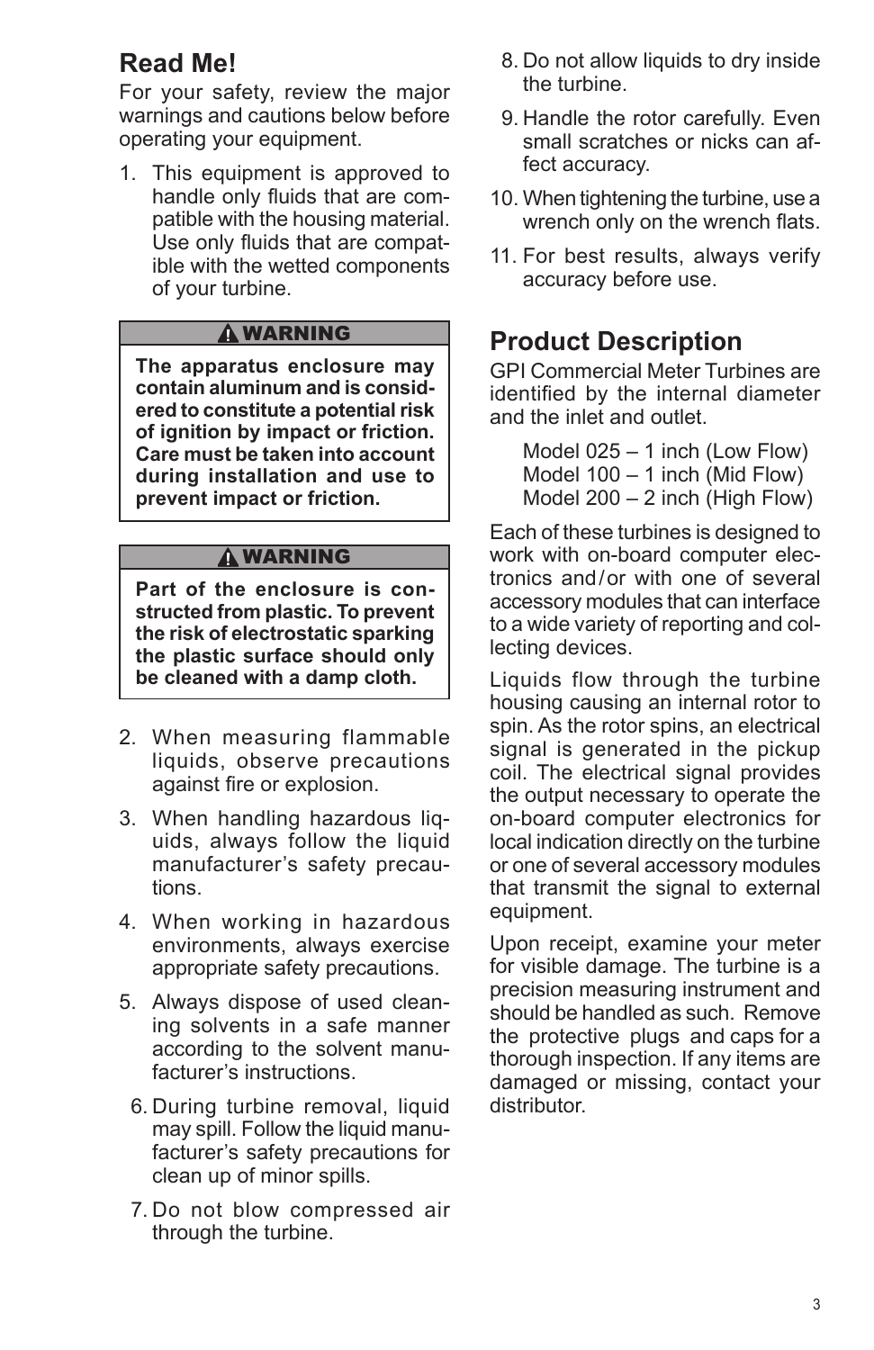## Read Me!

For your safety, review the major warnings and cautions below before operating your equipment.

1. This equipment is approved to handle only fluids that are compatible with the housing material. Use only fluids that are compatible with the wetted components of your turbine.

> **⚠ WARNING**
>
> **The apparatus enclosure may contain aluminum and is considered to constitute a potential risk of ignition by impact or friction. Care must be taken into account during installation and use to prevent impact or friction.**

> **⚠ WARNING**
>
> **Part of the enclosure is constructed from plastic. To prevent the risk of electrostatic sparking the plastic surface should only be cleaned with a damp cloth.**

2. When measuring flammable liquids, observe precautions against fire or explosion.
3. When handling hazardous liquids, always follow the liquid manufacturer's safety precautions.
4. When working in hazardous environments, always exercise appropriate safety precautions.
5. Always dispose of used cleaning solvents in a safe manner according to the solvent manufacturer's instructions.
6. During turbine removal, liquid may spill. Follow the liquid manufacturer's safety precautions for clean up of minor spills.
7. Do not blow compressed air through the turbine.
8. Do not allow liquids to dry inside the turbine.
9. Handle the rotor carefully. Even small scratches or nicks can affect accuracy.
10. When tightening the turbine, use a wrench only on the wrench flats.
11. For best results, always verify accuracy before use.

## Product Description

GPI Commercial Meter Turbines are identified by the internal diameter and the inlet and outlet.

Model 025 – 1 inch (Low Flow)
Model 100 – 1 inch (Mid Flow)
Model 200 – 2 inch (High Flow)

Each of these turbines is designed to work with on-board computer electronics and/or with one of several accessory modules that can interface to a wide variety of reporting and collecting devices.

Liquids flow through the turbine housing causing an internal rotor to spin. As the rotor spins, an electrical signal is generated in the pickup coil. The electrical signal provides the output necessary to operate the on-board computer electronics for local indication directly on the turbine or one of several accessory modules that transmit the signal to external equipment.

Upon receipt, examine your meter for visible damage. The turbine is a precision measuring instrument and should be handled as such. Remove the protective plugs and caps for a thorough inspection. If any items are damaged or missing, contact your distributor.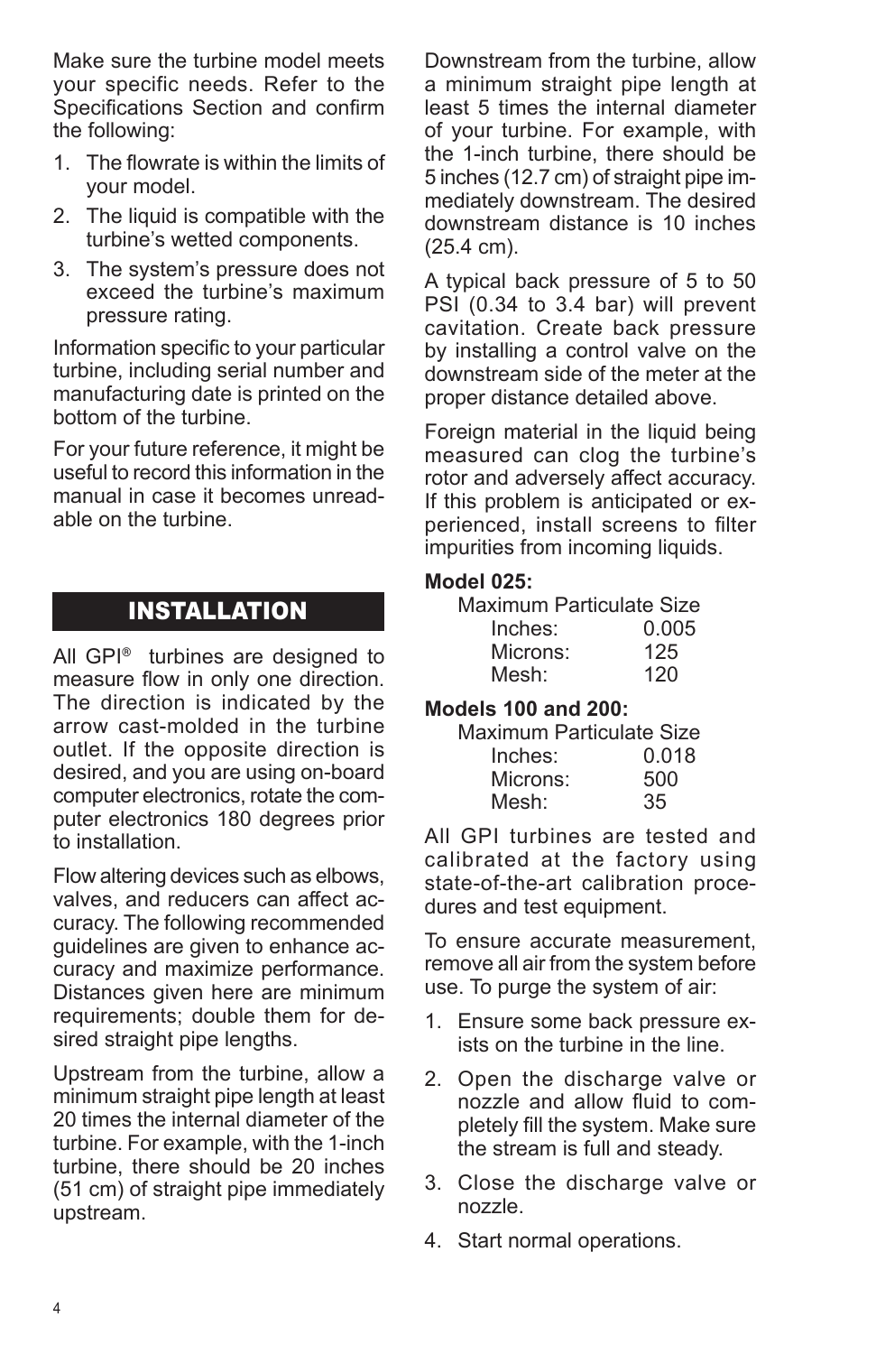Make sure the turbine model meets your specific needs. Refer to the Specifications Section and confirm the following:

1. The flowrate is within the limits of your model.
2. The liquid is compatible with the turbine's wetted components.
3. The system's pressure does not exceed the turbine's maximum pressure rating.

Information specific to your particular turbine, including serial number and manufacturing date is printed on the bottom of the turbine.

For your future reference, it might be useful to record this information in the manual in case it becomes unreadable on the turbine.

## INSTALLATION

All GPI® turbines are designed to measure flow in only one direction. The direction is indicated by the arrow cast-molded in the turbine outlet. If the opposite direction is desired, and you are using on-board computer electronics, rotate the computer electronics 180 degrees prior to installation.

Flow altering devices such as elbows, valves, and reducers can affect accuracy. The following recommended guidelines are given to enhance accuracy and maximize performance. Distances given here are minimum requirements; double them for desired straight pipe lengths.

Upstream from the turbine, allow a minimum straight pipe length at least 20 times the internal diameter of the turbine. For example, with the 1-inch turbine, there should be 20 inches (51 cm) of straight pipe immediately upstream.

Downstream from the turbine, allow a minimum straight pipe length at least 5 times the internal diameter of your turbine. For example, with the 1-inch turbine, there should be 5 inches (12.7 cm) of straight pipe immediately downstream. The desired downstream distance is 10 inches (25.4 cm).

A typical back pressure of 5 to 50 PSI (0.34 to 3.4 bar) will prevent cavitation. Create back pressure by installing a control valve on the downstream side of the meter at the proper distance detailed above.

Foreign material in the liquid being measured can clog the turbine's rotor and adversely affect accuracy. If this problem is anticipated or experienced, install screens to filter impurities from incoming liquids.

**Model 025:**

Maximum Particulate Size

| | |
|---|---|
| Inches: | 0.005 |
| Microns: | 125 |
| Mesh: | 120 |

**Models 100 and 200:**

Maximum Particulate Size

| | |
|---|---|
| Inches: | 0.018 |
| Microns: | 500 |
| Mesh: | 35 |

All GPI turbines are tested and calibrated at the factory using state-of-the-art calibration procedures and test equipment.

To ensure accurate measurement, remove all air from the system before use. To purge the system of air:

1. Ensure some back pressure exists on the turbine in the line.
2. Open the discharge valve or nozzle and allow fluid to completely fill the system. Make sure the stream is full and steady.
3. Close the discharge valve or nozzle.
4. Start normal operations.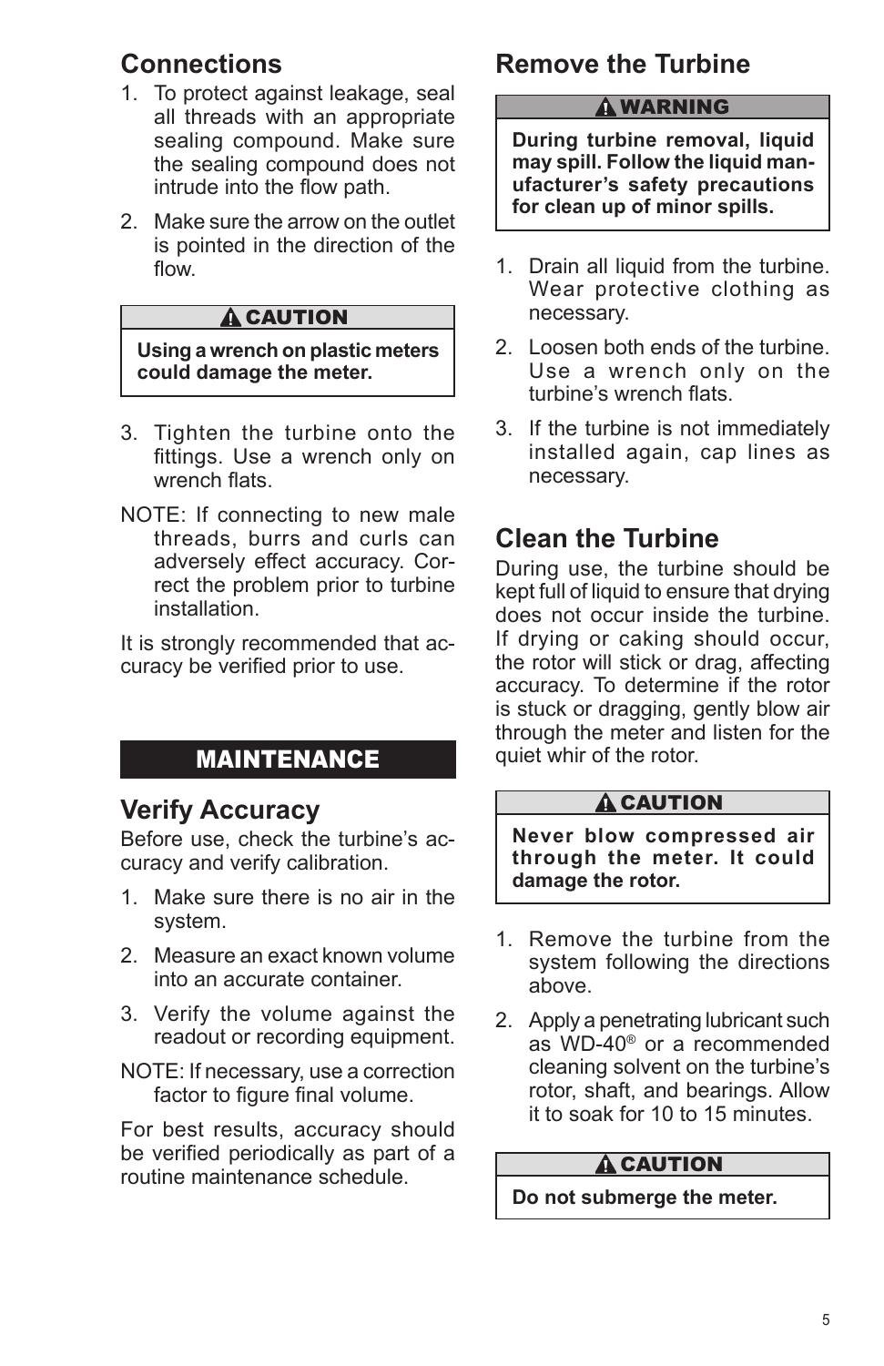## Connections

1. To protect against leakage, seal all threads with an appropriate sealing compound. Make sure the sealing compound does not intrude into the flow path.
2. Make sure the arrow on the outlet is pointed in the direction of the flow.

> **⚠ CAUTION**
>
> **Using a wrench on plastic meters could damage the meter.**

3. Tighten the turbine onto the fittings. Use a wrench only on wrench flats.

NOTE: If connecting to new male threads, burrs and curls can adversely effect accuracy. Correct the problem prior to turbine installation.

It is strongly recommended that accuracy be verified prior to use.

# MAINTENANCE

## Verify Accuracy

Before use, check the turbine's accuracy and verify calibration.

1. Make sure there is no air in the system.
2. Measure an exact known volume into an accurate container.
3. Verify the volume against the readout or recording equipment.

NOTE: If necessary, use a correction factor to figure final volume.

For best results, accuracy should be verified periodically as part of a routine maintenance schedule.

## Remove the Turbine

> **⚠ WARNING**
>
> **During turbine removal, liquid may spill. Follow the liquid manufacturer's safety precautions for clean up of minor spills.**

1. Drain all liquid from the turbine. Wear protective clothing as necessary.
2. Loosen both ends of the turbine. Use a wrench only on the turbine's wrench flats.
3. If the turbine is not immediately installed again, cap lines as necessary.

## Clean the Turbine

During use, the turbine should be kept full of liquid to ensure that drying does not occur inside the turbine. If drying or caking should occur, the rotor will stick or drag, affecting accuracy. To determine if the rotor is stuck or dragging, gently blow air through the meter and listen for the quiet whir of the rotor.

> **⚠ CAUTION**
>
> **Never blow compressed air through the meter. It could damage the rotor.**

1. Remove the turbine from the system following the directions above.
2. Apply a penetrating lubricant such as WD-40® or a recommended cleaning solvent on the turbine's rotor, shaft, and bearings. Allow it to soak for 10 to 15 minutes.

> **⚠ CAUTION**
>
> **Do not submerge the meter.**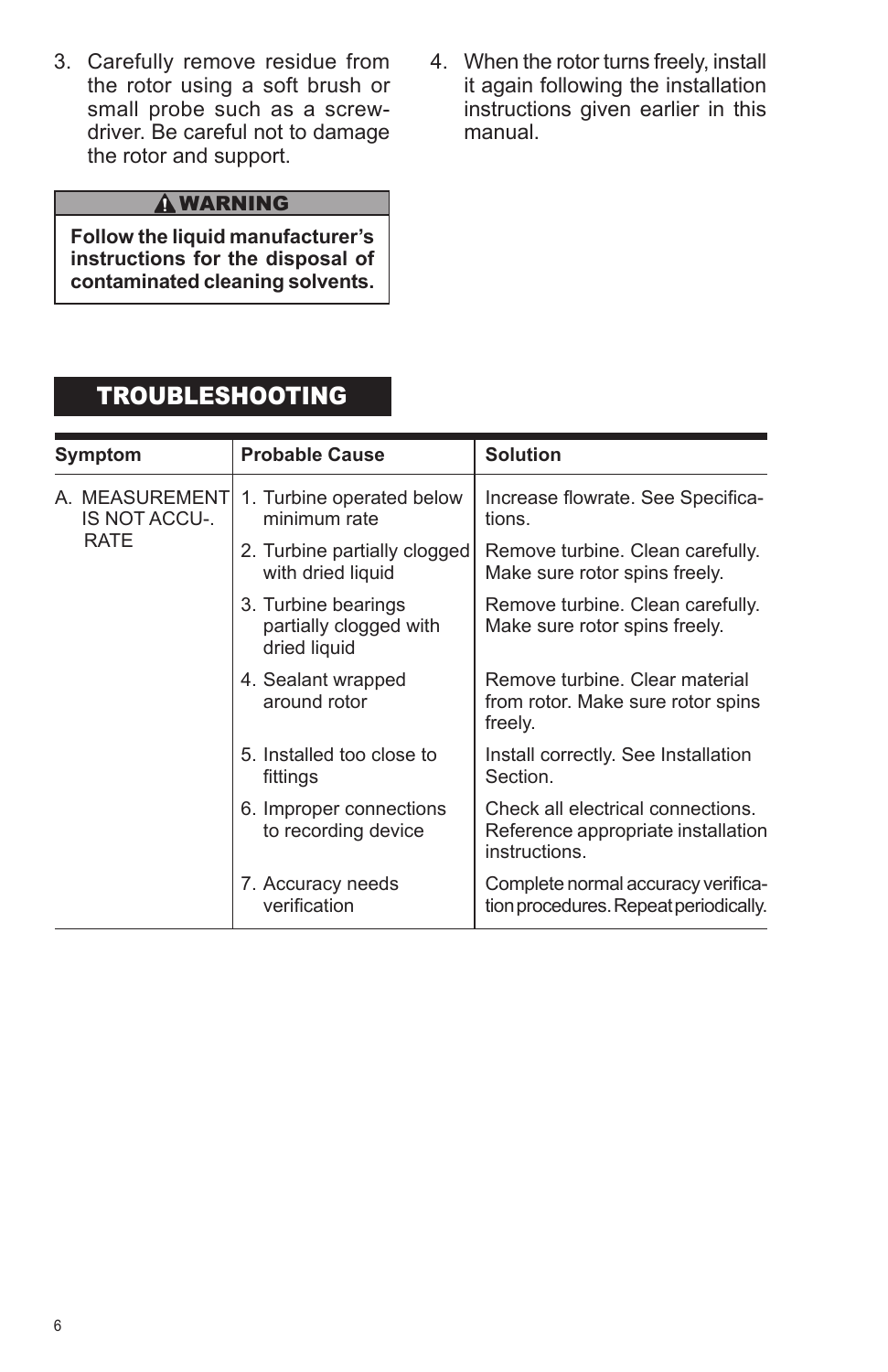3. Carefully remove residue from the rotor using a soft brush or small probe such as a screwdriver. Be careful not to damage the rotor and support.

> **⚠ WARNING**
>
> **Follow the liquid manufacturer's instructions for the disposal of contaminated cleaning solvents.**

4. When the rotor turns freely, install it again following the installation instructions given earlier in this manual.

## TROUBLESHOOTING

| Symptom | Probable Cause | Solution |
|---|---|---|
| A. MEASUREMENT IS NOT ACCU-. RATE | 1. Turbine operated below minimum rate | Increase flowrate. See Specifications. |
| | 2. Turbine partially clogged with dried liquid | Remove turbine. Clean carefully. Make sure rotor spins freely. |
| | 3. Turbine bearings partially clogged with dried liquid | Remove turbine. Clean carefully. Make sure rotor spins freely. |
| | 4. Sealant wrapped around rotor | Remove turbine. Clear material from rotor. Make sure rotor spins freely. |
| | 5. Installed too close to fittings | Install correctly. See Installation Section. |
| | 6. Improper connections to recording device | Check all electrical connections. Reference appropriate installation instructions. |
| | 7. Accuracy needs verification | Complete normal accuracy verification procedures. Repeat periodically. |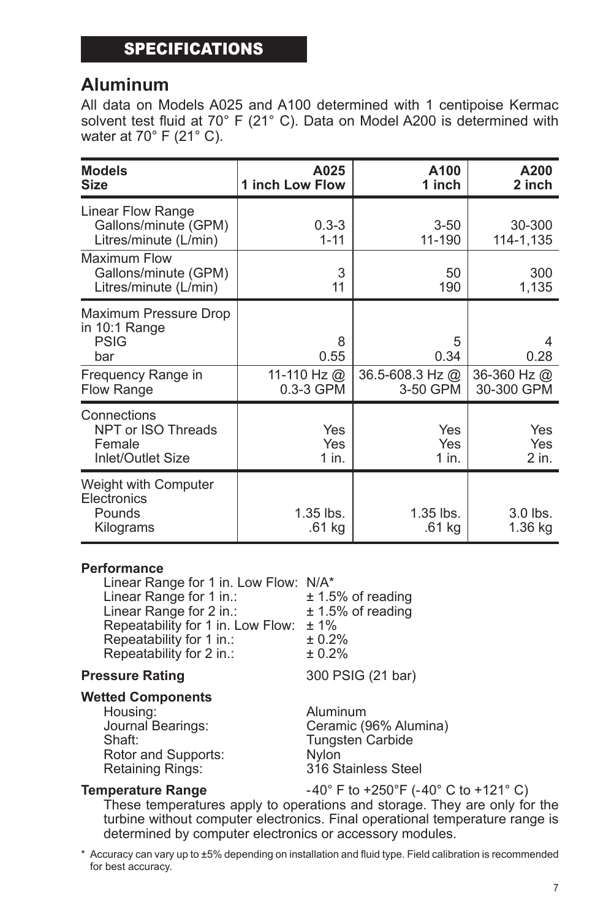## SPECIFICATIONS

# Aluminum

All data on Models A025 and A100 determined with 1 centipoise Kermac solvent test fluid at 70° F (21° C). Data on Model A200 is determined with water at 70° F (21° C).

| Models<br>Size | A025<br>1 inch Low Flow | A100<br>1 inch | A200<br>2 inch |
|---|---|---|---|
| Linear Flow Range<br>Gallons/minute (GPM)<br>Litres/minute (L/min) | <br>0.3-3<br>1-11 | <br>3-50<br>11-190 | <br>30-300<br>114-1,135 |
| Maximum Flow<br>Gallons/minute (GPM)<br>Litres/minute (L/min) | <br>3<br>11 | <br>50<br>190 | <br>300<br>1,135 |
| Maximum Pressure Drop in 10:1 Range<br>PSIG<br>bar | <br><br>8<br>0.55 | <br><br>5<br>0.34 | <br><br>4<br>0.28 |
| Frequency Range in Flow Range | 11-110 Hz @ 0.3-3 GPM | 36.5-608.3 Hz @ 3-50 GPM | 36-360 Hz @ 30-300 GPM |
| Connections<br>NPT or ISO Threads<br>Female<br>Inlet/Outlet Size | <br>Yes<br>Yes<br>1 in. | <br>Yes<br>Yes<br>1 in. | <br>Yes<br>Yes<br>2 in. |
| Weight with Computer Electronics<br>Pounds<br>Kilograms | <br><br>1.35 lbs.<br>.61 kg | <br><br>1.35 lbs.<br>.61 kg | <br><br>3.0 lbs.<br>1.36 kg |

**Performance**

Linear Range for 1 in. Low Flow: N/A*
Linear Range for 1 in.: ± 1.5% of reading
Linear Range for 2 in.: ± 1.5% of reading
Repeatability for 1 in. Low Flow: ± 1%
Repeatability for 1 in.: ± 0.2%
Repeatability for 2 in.: ± 0.2%

**Pressure Rating** 300 PSIG (21 bar)

**Wetted Components**

Housing: Aluminum
Journal Bearings: Ceramic (96% Alumina)
Shaft: Tungsten Carbide
Rotor and Supports: Nylon
Retaining Rings: 316 Stainless Steel

**Temperature Range** -40° F to +250°F (-40° C to +121° C)

These temperatures apply to operations and storage. They are only for the turbine without computer electronics. Final operational temperature range is determined by computer electronics or accessory modules.

\* Accuracy can vary up to ±5% depending on installation and fluid type. Field calibration is recommended for best accuracy.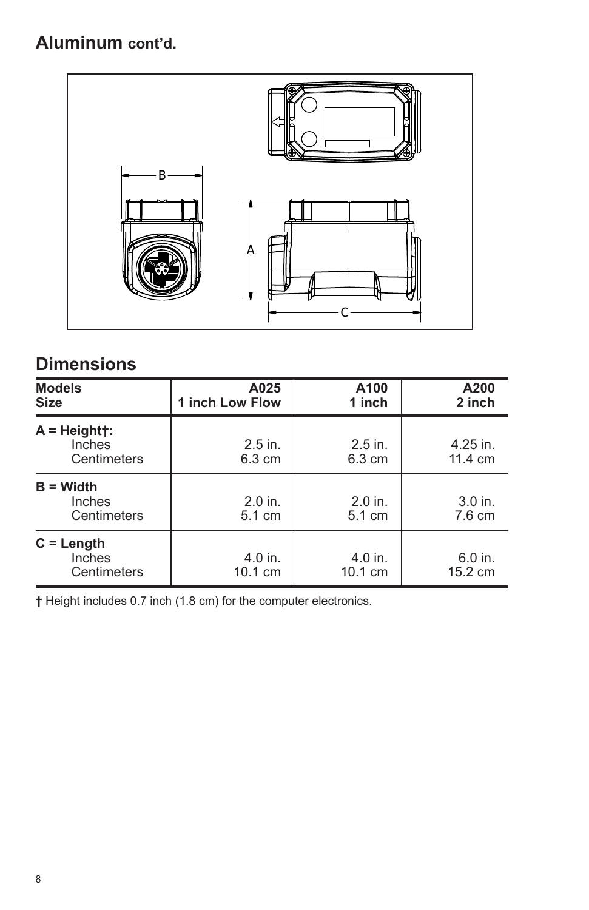## **Aluminum** cont'd.

## Dimensions

| Models<br>Size | A025<br>1 inch Low Flow | A100<br>1 inch | A200<br>2 inch |
|---|---|---|---|
| **A = Height†:** | | | |
| Inches | 2.5 in. | 2.5 in. | 4.25 in. |
| Centimeters | 6.3 cm | 6.3 cm | 11.4 cm |
| **B = Width** | | | |
| Inches | 2.0 in. | 2.0 in. | 3.0 in. |
| Centimeters | 5.1 cm | 5.1 cm | 7.6 cm |
| **C = Length** | | | |
| Inches | 4.0 in. | 4.0 in. | 6.0 in. |
| Centimeters | 10.1 cm | 10.1 cm | 15.2 cm |

**†** Height includes 0.7 inch (1.8 cm) for the computer electronics.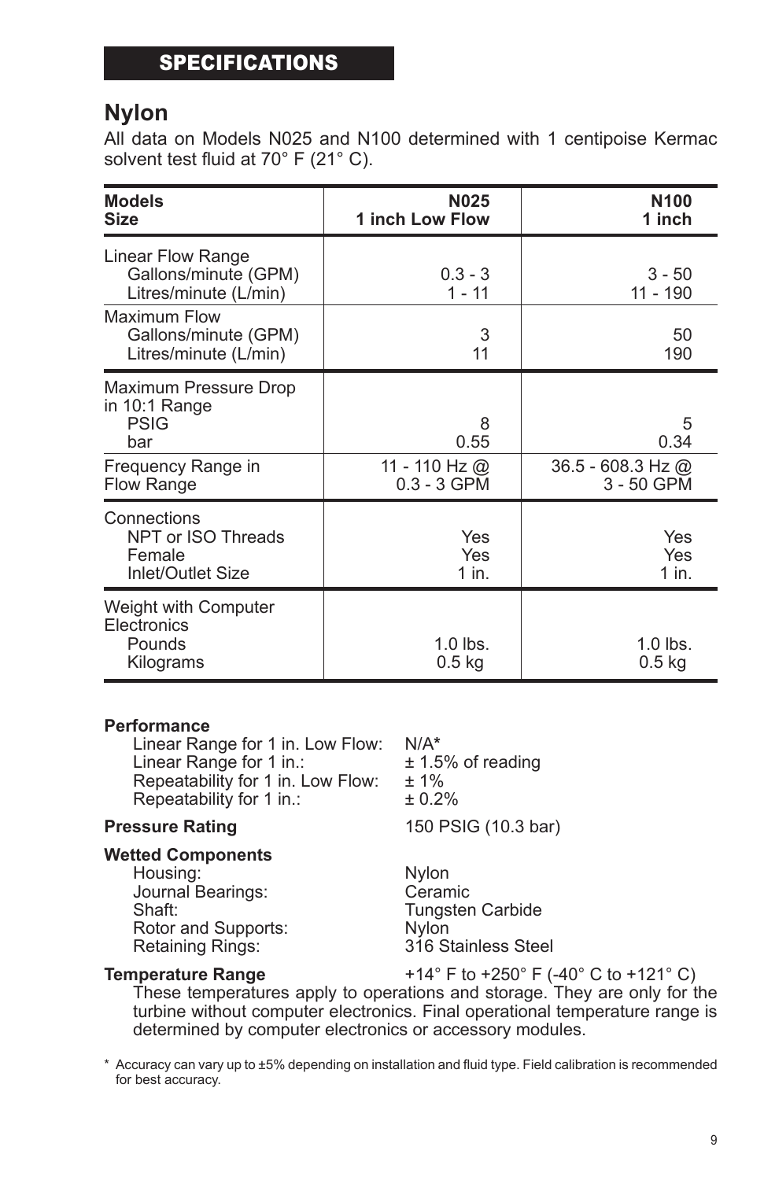## SPECIFICATIONS

# Nylon

All data on Models N025 and N100 determined with 1 centipoise Kermac solvent test fluid at 70° F (21° C).

| Models<br>Size | N025<br>1 inch Low Flow | N100<br>1 inch |
|---|---|---|
| Linear Flow Range<br>Gallons/minute (GPM)<br>Litres/minute (L/min) | <br>0.3 - 3<br>1 - 11 | <br>3 - 50<br>11 - 190 |
| Maximum Flow<br>Gallons/minute (GPM)<br>Litres/minute (L/min) | <br>3<br>11 | <br>50<br>190 |
| Maximum Pressure Drop in 10:1 Range<br>PSIG<br>bar | <br>8<br>0.55 | <br>5<br>0.34 |
| Frequency Range in Flow Range | 11 - 110 Hz @ 0.3 - 3 GPM | 36.5 - 608.3 Hz @ 3 - 50 GPM |
| Connections<br>NPT or ISO Threads<br>Female<br>Inlet/Outlet Size | <br>Yes<br>Yes<br>1 in. | <br>Yes<br>Yes<br>1 in. |
| Weight with Computer Electronics<br>Pounds<br>Kilograms | <br>1.0 lbs.<br>0.5 kg | <br>1.0 lbs.<br>0.5 kg |

**Performance**

- Linear Range for 1 in. Low Flow: N/A*
- Linear Range for 1 in.: ± 1.5% of reading
- Repeatability for 1 in. Low Flow: ± 1%
- Repeatability for 1 in.: ± 0.2%

**Pressure Rating** 150 PSIG (10.3 bar)

**Wetted Components**

- Housing: Nylon
- Journal Bearings: Ceramic
- Shaft: Tungsten Carbide
- Rotor and Supports: Nylon
- Retaining Rings: 316 Stainless Steel

**Temperature Range** +14° F to +250° F (-40° C to +121° C)

These temperatures apply to operations and storage. They are only for the turbine without computer electronics. Final operational temperature range is determined by computer electronics or accessory modules.

\* Accuracy can vary up to ±5% depending on installation and fluid type. Field calibration is recommended for best accuracy.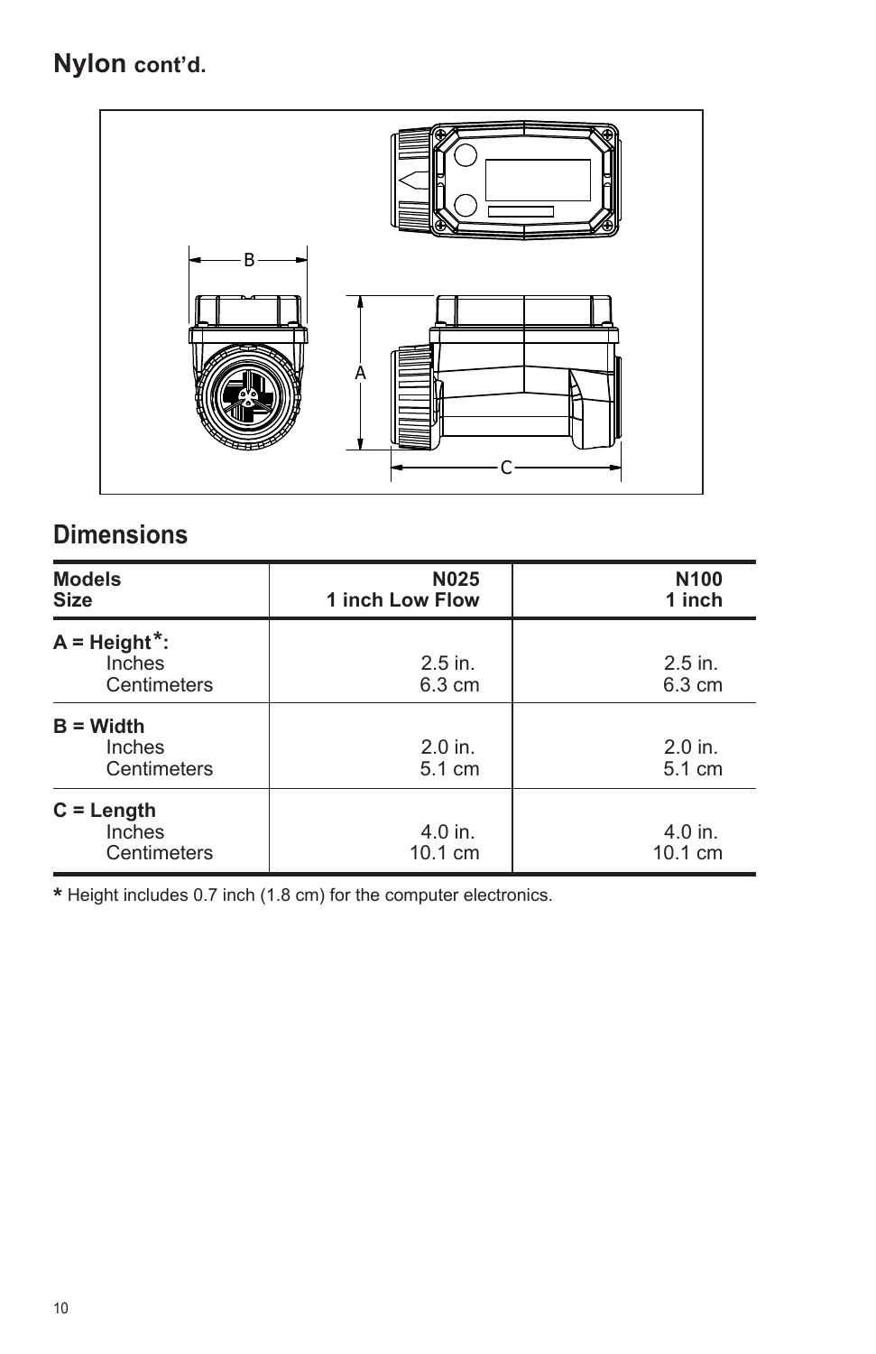## Nylon cont'd.

## Dimensions

| Models<br>Size | N025<br>1 inch Low Flow | N100<br>1 inch |
|---|---|---|
| **A = Height*:** | | |
| Inches | 2.5 in. | 2.5 in. |
| Centimeters | 6.3 cm | 6.3 cm |
| **B = Width** | | |
| Inches | 2.0 in. | 2.0 in. |
| Centimeters | 5.1 cm | 5.1 cm |
| **C = Length** | | |
| Inches | 4.0 in. | 4.0 in. |
| Centimeters | 10.1 cm | 10.1 cm |

**\*** Height includes 0.7 inch (1.8 cm) for the computer electronics.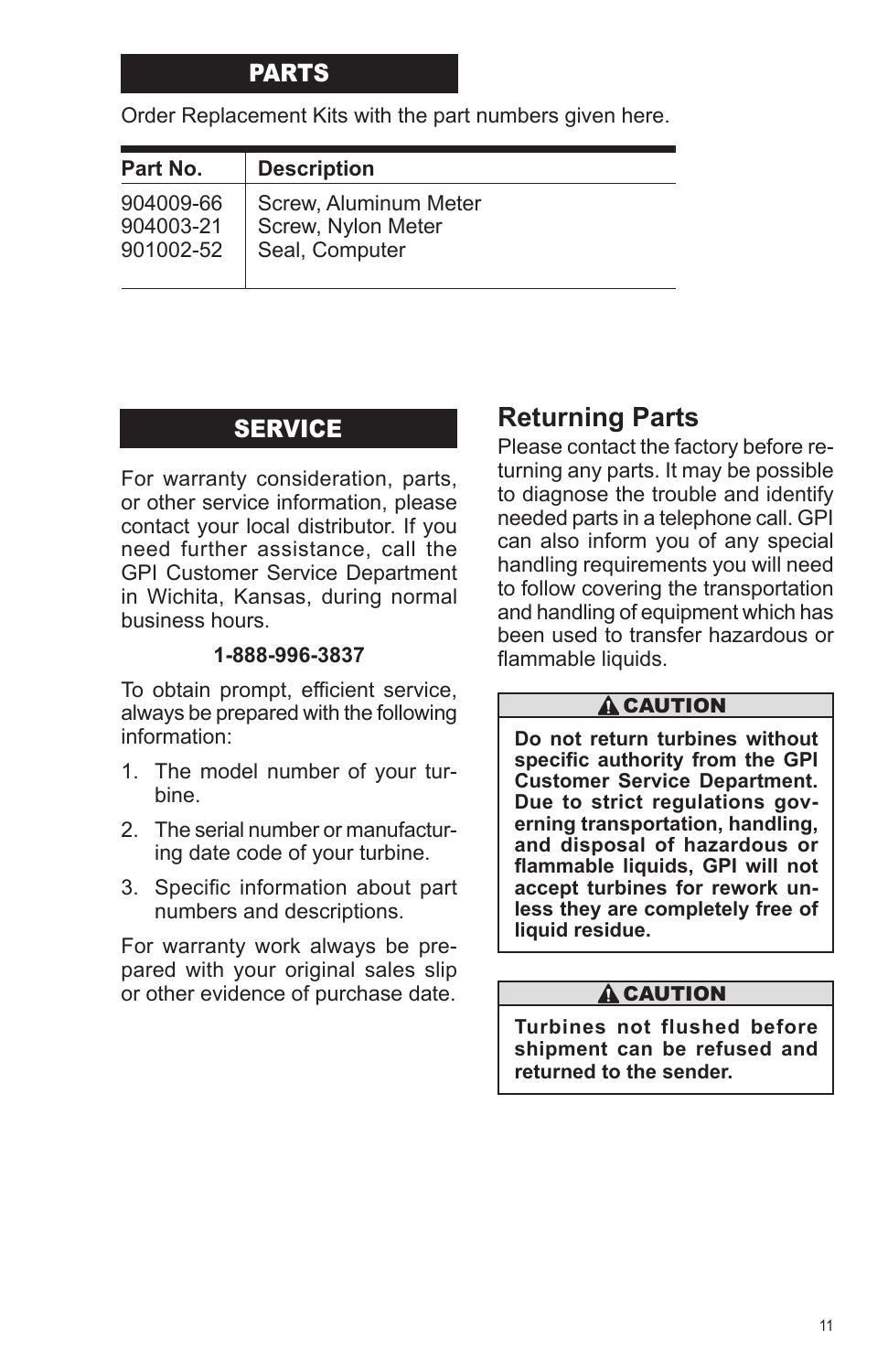## PARTS

Order Replacement Kits with the part numbers given here.

| Part No. | Description |
|---|---|
| 904009-66 | Screw, Aluminum Meter |
| 904003-21 | Screw, Nylon Meter |
| 901002-52 | Seal, Computer |

## SERVICE

For warranty consideration, parts, or other service information, please contact your local distributor. If you need further assistance, call the GPI Customer Service Department in Wichita, Kansas, during normal business hours.

**1-888-996-3837**

To obtain prompt, efficient service, always be prepared with the following information:

1. The model number of your turbine.
2. The serial number or manufacturing date code of your turbine.
3. Specific information about part numbers and descriptions.

For warranty work always be prepared with your original sales slip or other evidence of purchase date.

## Returning Parts

Please contact the factory before returning any parts. It may be possible to diagnose the trouble and identify needed parts in a telephone call. GPI can also inform you of any special handling requirements you will need to follow covering the transportation and handling of equipment which has been used to transfer hazardous or flammable liquids.

> **⚠ CAUTION**
>
> **Do not return turbines without specific authority from the GPI Customer Service Department. Due to strict regulations governing transportation, handling, and disposal of hazardous or flammable liquids, GPI will not accept turbines for rework unless they are completely free of liquid residue.**

> **⚠ CAUTION**
>
> **Turbines not flushed before shipment can be refused and returned to the sender.**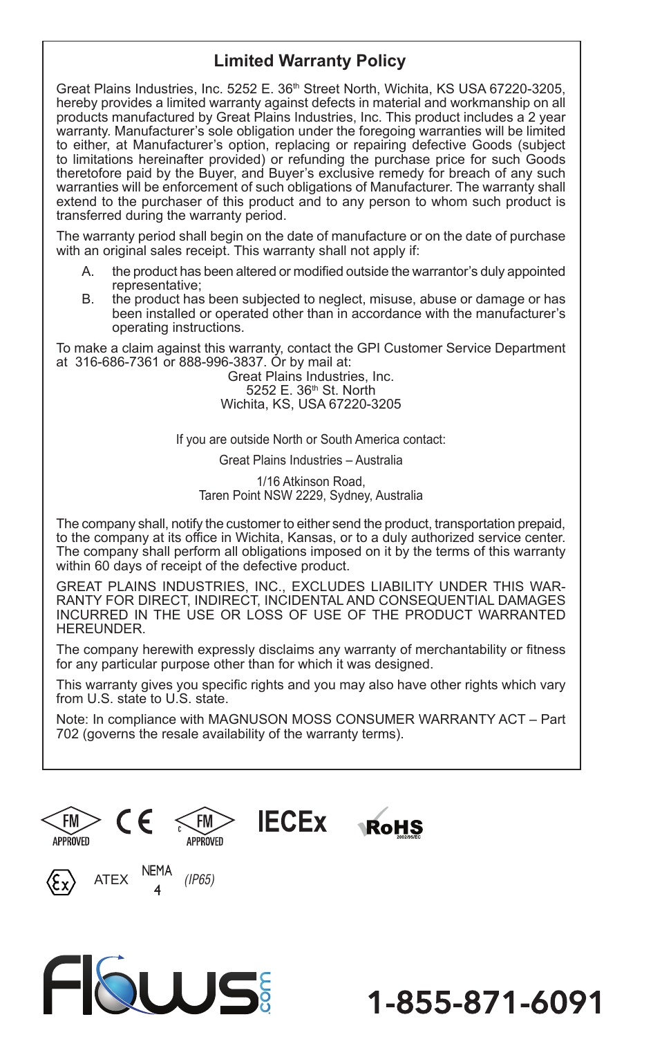## Limited Warranty Policy

Great Plains Industries, Inc. 5252 E. 36th Street North, Wichita, KS USA 67220-3205, hereby provides a limited warranty against defects in material and workmanship on all products manufactured by Great Plains Industries, Inc. This product includes a 2 year warranty. Manufacturer's sole obligation under the foregoing warranties will be limited to either, at Manufacturer's option, replacing or repairing defective Goods (subject to limitations hereinafter provided) or refunding the purchase price for such Goods theretofore paid by the Buyer, and Buyer's exclusive remedy for breach of any such warranties will be enforcement of such obligations of Manufacturer. The warranty shall extend to the purchaser of this product and to any person to whom such product is transferred during the warranty period.

The warranty period shall begin on the date of manufacture or on the date of purchase with an original sales receipt. This warranty shall not apply if:

A. the product has been altered or modified outside the warrantor's duly appointed representative;
B. the product has been subjected to neglect, misuse, abuse or damage or has been installed or operated other than in accordance with the manufacturer's operating instructions.

To make a claim against this warranty, contact the GPI Customer Service Department at 316-686-7361 or 888-996-3837. Or by mail at:

Great Plains Industries, Inc.
5252 E. 36th St. North
Wichita, KS, USA 67220-3205

If you are outside North or South America contact:

Great Plains Industries – Australia

1/16 Atkinson Road,
Taren Point NSW 2229, Sydney, Australia

The company shall, notify the customer to either send the product, transportation prepaid, to the company at its office in Wichita, Kansas, or to a duly authorized service center. The company shall perform all obligations imposed on it by the terms of this warranty within 60 days of receipt of the defective product.

GREAT PLAINS INDUSTRIES, INC., EXCLUDES LIABILITY UNDER THIS WARRANTY FOR DIRECT, INDIRECT, INCIDENTAL AND CONSEQUENTIAL DAMAGES INCURRED IN THE USE OR LOSS OF USE OF THE PRODUCT WARRANTED HEREUNDER.

The company herewith expressly disclaims any warranty of merchantability or fitness for any particular purpose other than for which it was designed.

This warranty gives you specific rights and you may also have other rights which vary from U.S. state to U.S. state.

Note: In compliance with MAGNUSON MOSS CONSUMER WARRANTY ACT – Part 702 (governs the resale availability of the warranty terms).

FM APPROVED CE FM APPROVED IECEx RoHS 2002/95/EC

ATEX NEMA 4 *(IP65)*

Flows.com 1-855-871-6091